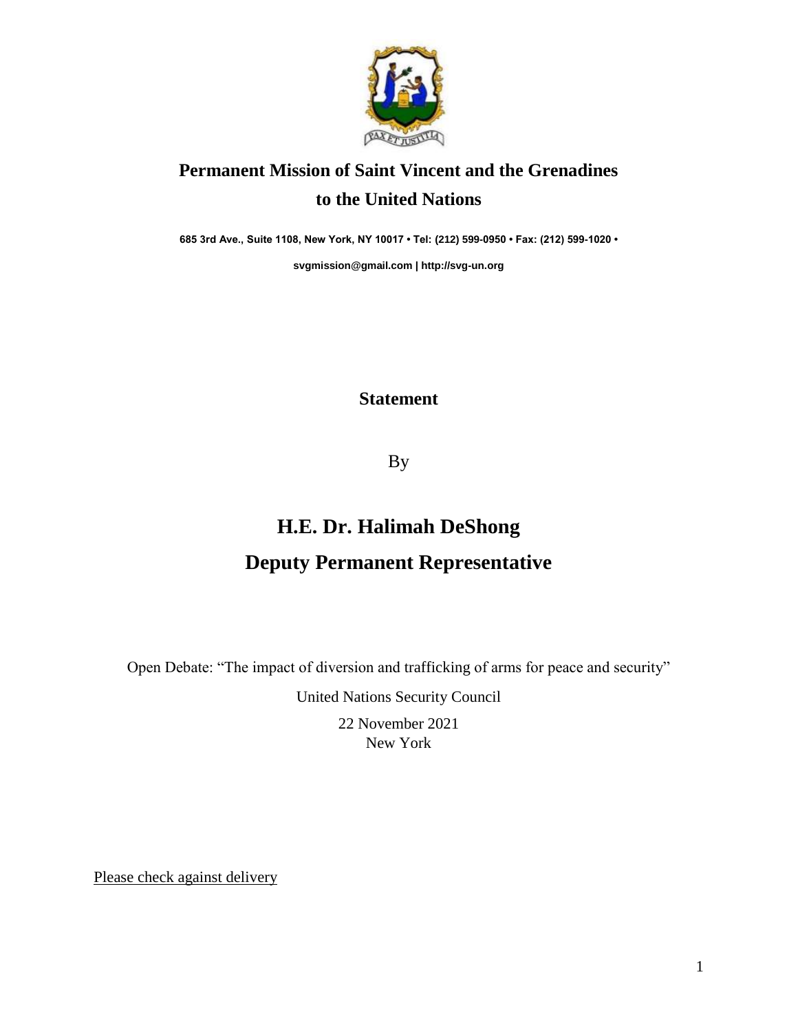# Permanent Mission of Saint Vincent and the Grenadines to the United Nations

**685 3rd Ave., Suite 1108, New York, NY 10017 • Tel: (212) 599-0950 • Fax: (212) 599-1020 •**

**svgmission@gmail.com | http://svg-un.org**

## Statement

By

# H.E. Dr. Halimah DeShong

# Deputy Permanent Representative

Open Debate: "The impact of diversion and trafficking of arms for peace and security"

United Nations Security Council

22 November 2021

New York

Please check against delivery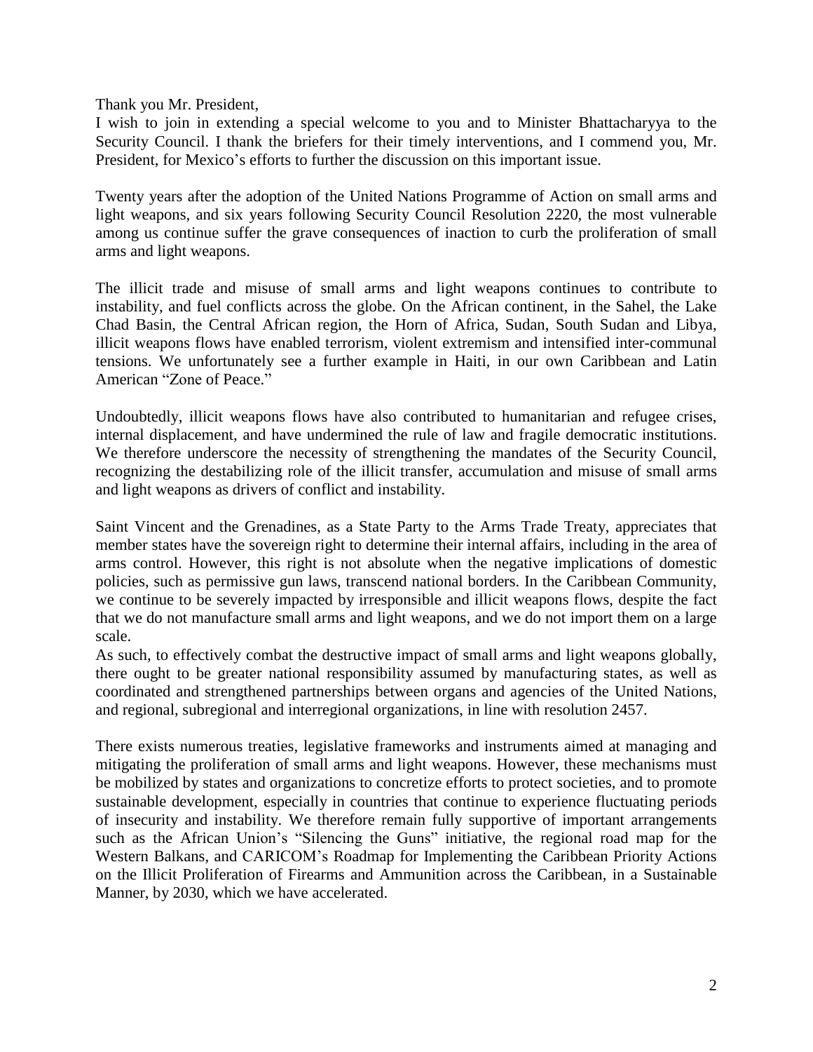Thank you Mr. President,

I wish to join in extending a special welcome to you and to Minister Bhattacharyya to the Security Council. I thank the briefers for their timely interventions, and I commend you, Mr. President, for Mexico's efforts to further the discussion on this important issue.

Twenty years after the adoption of the United Nations Programme of Action on small arms and light weapons, and six years following Security Council Resolution 2220, the most vulnerable among us continue suffer the grave consequences of inaction to curb the proliferation of small arms and light weapons.

The illicit trade and misuse of small arms and light weapons continues to contribute to instability, and fuel conflicts across the globe. On the African continent, in the Sahel, the Lake Chad Basin, the Central African region, the Horn of Africa, Sudan, South Sudan and Libya, illicit weapons flows have enabled terrorism, violent extremism and intensified inter-communal tensions. We unfortunately see a further example in Haiti, in our own Caribbean and Latin American "Zone of Peace."

Undoubtedly, illicit weapons flows have also contributed to humanitarian and refugee crises, internal displacement, and have undermined the rule of law and fragile democratic institutions. We therefore underscore the necessity of strengthening the mandates of the Security Council, recognizing the destabilizing role of the illicit transfer, accumulation and misuse of small arms and light weapons as drivers of conflict and instability.

Saint Vincent and the Grenadines, as a State Party to the Arms Trade Treaty, appreciates that member states have the sovereign right to determine their internal affairs, including in the area of arms control. However, this right is not absolute when the negative implications of domestic policies, such as permissive gun laws, transcend national borders. In the Caribbean Community, we continue to be severely impacted by irresponsible and illicit weapons flows, despite the fact that we do not manufacture small arms and light weapons, and we do not import them on a large scale.

As such, to effectively combat the destructive impact of small arms and light weapons globally, there ought to be greater national responsibility assumed by manufacturing states, as well as coordinated and strengthened partnerships between organs and agencies of the United Nations, and regional, subregional and interregional organizations, in line with resolution 2457.

There exists numerous treaties, legislative frameworks and instruments aimed at managing and mitigating the proliferation of small arms and light weapons. However, these mechanisms must be mobilized by states and organizations to concretize efforts to protect societies, and to promote sustainable development, especially in countries that continue to experience fluctuating periods of insecurity and instability. We therefore remain fully supportive of important arrangements such as the African Union's "Silencing the Guns" initiative, the regional road map for the Western Balkans, and CARICOM's Roadmap for Implementing the Caribbean Priority Actions on the Illicit Proliferation of Firearms and Ammunition across the Caribbean, in a Sustainable Manner, by 2030, which we have accelerated.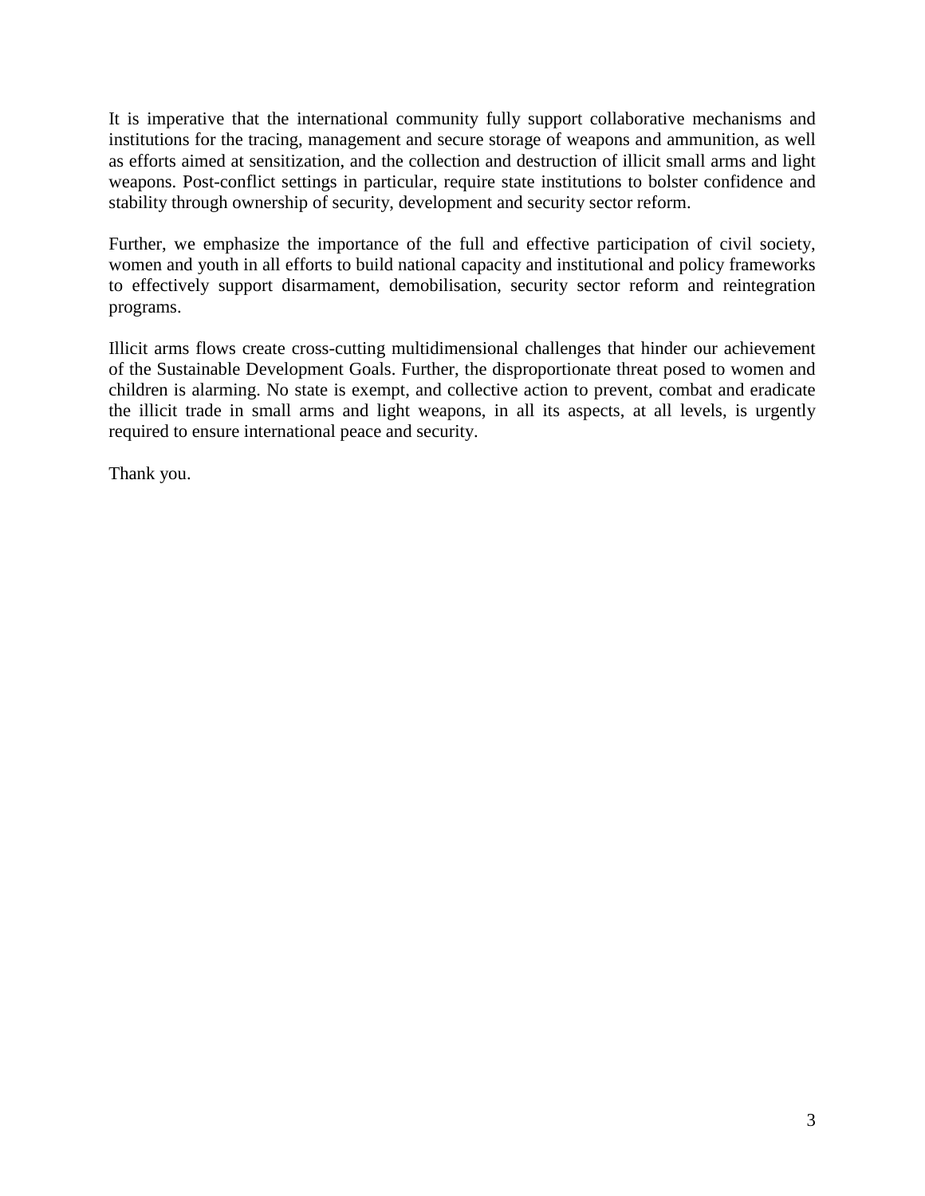It is imperative that the international community fully support collaborative mechanisms and institutions for the tracing, management and secure storage of weapons and ammunition, as well as efforts aimed at sensitization, and the collection and destruction of illicit small arms and light weapons. Post-conflict settings in particular, require state institutions to bolster confidence and stability through ownership of security, development and security sector reform.

Further, we emphasize the importance of the full and effective participation of civil society, women and youth in all efforts to build national capacity and institutional and policy frameworks to effectively support disarmament, demobilisation, security sector reform and reintegration programs.

Illicit arms flows create cross-cutting multidimensional challenges that hinder our achievement of the Sustainable Development Goals. Further, the disproportionate threat posed to women and children is alarming. No state is exempt, and collective action to prevent, combat and eradicate the illicit trade in small arms and light weapons, in all its aspects, at all levels, is urgently required to ensure international peace and security.

Thank you.